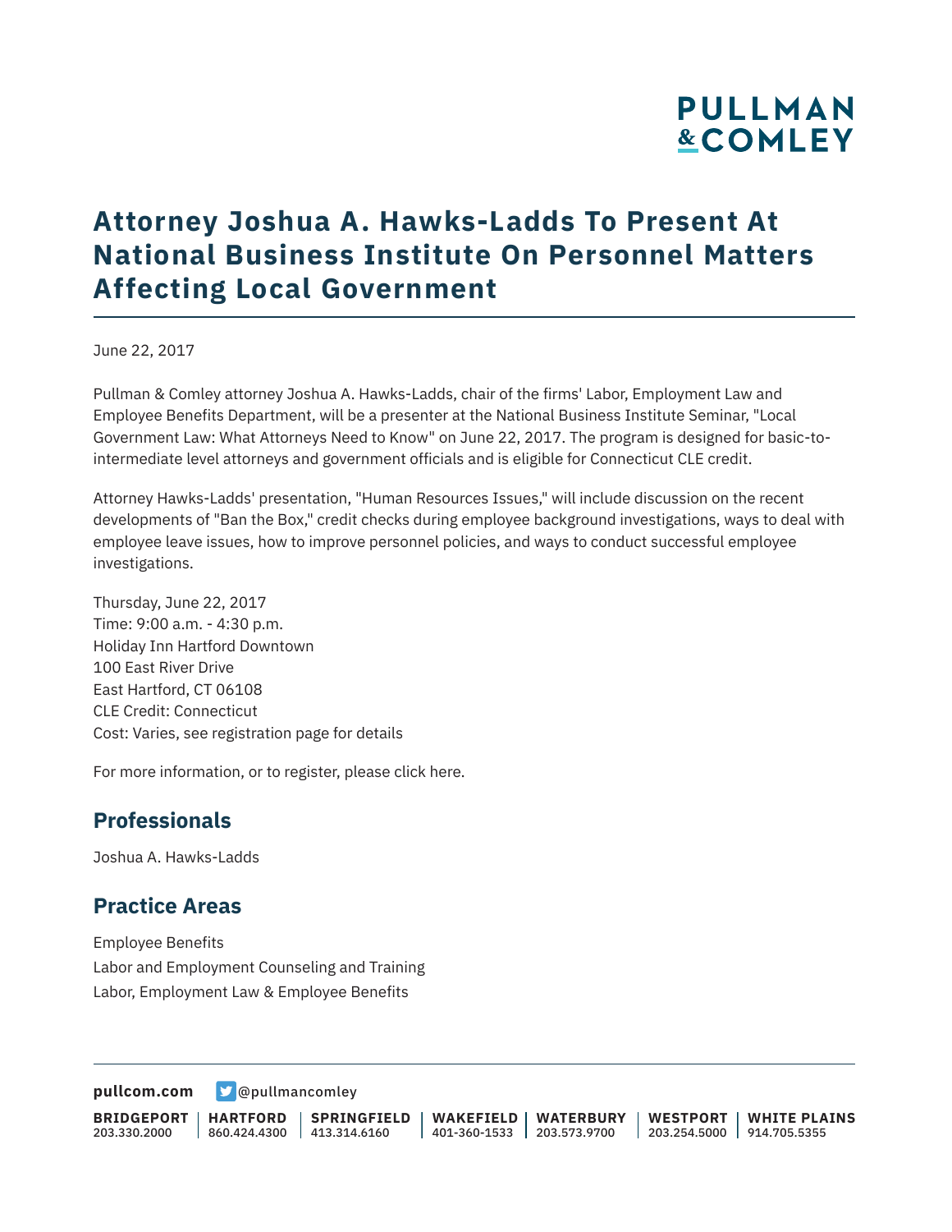# Attorney Joshua A. Hawks-Ladds To Present At National Business Institute On Personnel Matters Affecting Local Government

June 22, 2017

Pullman & Comley attorney Joshua A. Hawks-Ladds, chair of the firms' Labor, Employment Law and Employee Benefits Department, will be a presenter at the National Business Institute Seminar, "Local Government Law: What Attorneys Need to Know" on June 22, 2017. The program is designed for basic-to-intermediate level attorneys and government officials and is eligible for Connecticut CLE credit.

Attorney Hawks-Ladds' presentation, "Human Resources Issues," will include discussion on the recent developments of "Ban the Box," credit checks during employee background investigations, ways to deal with employee leave issues, how to improve personnel policies, and ways to conduct successful employee investigations.

Thursday, June 22, 2017
Time: 9:00 a.m. - 4:30 p.m.
Holiday Inn Hartford Downtown
100 East River Drive
East Hartford, CT 06108
CLE Credit: Connecticut
Cost: Varies, see registration page for details

For more information, or to register, please click here.

## Professionals

Joshua A. Hawks-Ladds

## Practice Areas

Employee Benefits
Labor and Employment Counseling and Training
Labor, Employment Law & Employee Benefits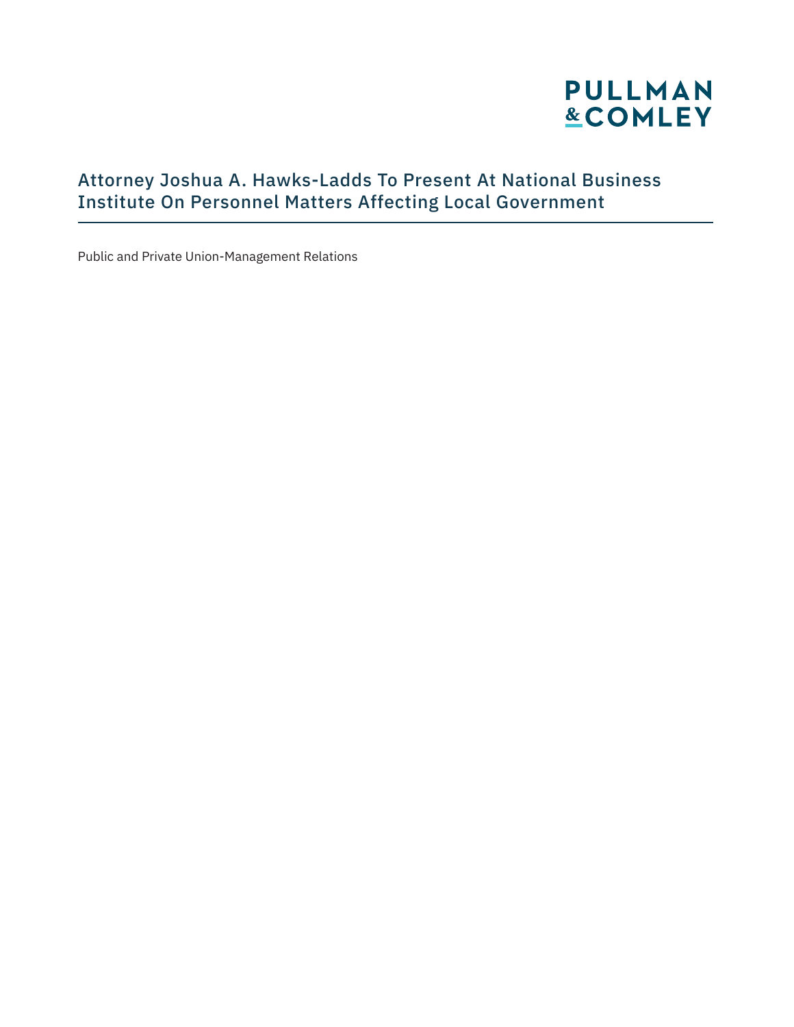# Attorney Joshua A. Hawks-Ladds To Present At National Business Institute On Personnel Matters Affecting Local Government

Public and Private Union-Management Relations